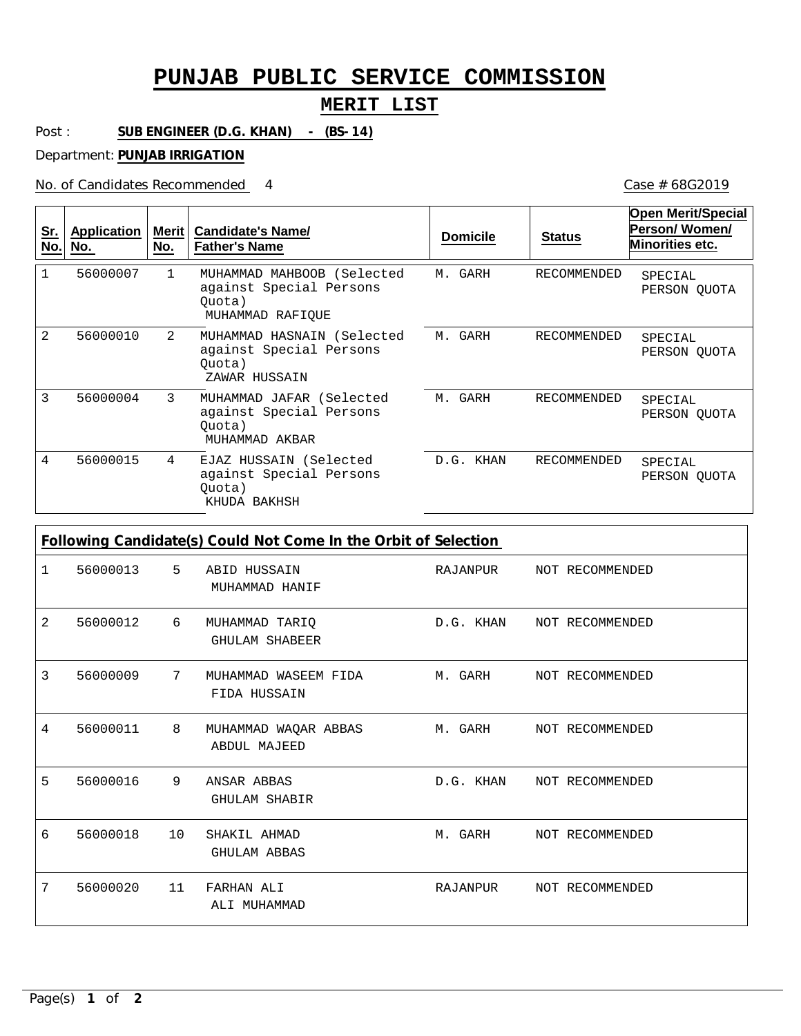# PUNJAB PUBLIC SERVICE COMMISSION

## MERIT LIST

Post : **SUB ENGINEER (D.G. KHAN) - (BS-14)**

Department: **PUNJAB IRRIGATION**

No. of Candidates Recommended 4

Case # 68G2019

| Sr. No. | Application No. | Merit No. | Candidate's Name/ Father's Name | Domicile | Status | Open Merit/Special Person/ Women/ Minorities etc. |
|---|---|---|---|---|---|---|
| 1 | 56000007 | 1 | MUHAMMAD MAHBOOB (Selected against Special Persons Quota)<br>MUHAMMAD RAFIQUE | M. GARH | RECOMMENDED | SPECIAL PERSON QUOTA |
| 2 | 56000010 | 2 | MUHAMMAD HASNAIN (Selected against Special Persons Quota)<br>ZAWAR HUSSAIN | M. GARH | RECOMMENDED | SPECIAL PERSON QUOTA |
| 3 | 56000004 | 3 | MUHAMMAD JAFAR (Selected against Special Persons Quota)<br>MUHAMMAD AKBAR | M. GARH | RECOMMENDED | SPECIAL PERSON QUOTA |
| 4 | 56000015 | 4 | EJAZ HUSSAIN (Selected against Special Persons Quota)<br>KHUDA BAKHSH | D.G. KHAN | RECOMMENDED | SPECIAL PERSON QUOTA |

**Following Candidate(s) Could Not Come In the Orbit of Selection**

| Sr. No. | Application No. | Merit No. | Candidate's Name/ Father's Name | Domicile | Status |
|---|---|---|---|---|---|
| 1 | 56000013 | 5 | ABID HUSSAIN<br>MUHAMMAD HANIF | RAJANPUR | NOT RECOMMENDED |
| 2 | 56000012 | 6 | MUHAMMAD TARIQ<br>GHULAM SHABEER | D.G. KHAN | NOT RECOMMENDED |
| 3 | 56000009 | 7 | MUHAMMAD WASEEM FIDA<br>FIDA HUSSAIN | M. GARH | NOT RECOMMENDED |
| 4 | 56000011 | 8 | MUHAMMAD WAQAR ABBAS<br>ABDUL MAJEED | M. GARH | NOT RECOMMENDED |
| 5 | 56000016 | 9 | ANSAR ABBAS<br>GHULAM SHABIR | D.G. KHAN | NOT RECOMMENDED |
| 6 | 56000018 | 10 | SHAKIL AHMAD<br>GHULAM ABBAS | M. GARH | NOT RECOMMENDED |
| 7 | 56000020 | 11 | FARHAN ALI<br>ALI MUHAMMAD | RAJANPUR | NOT RECOMMENDED |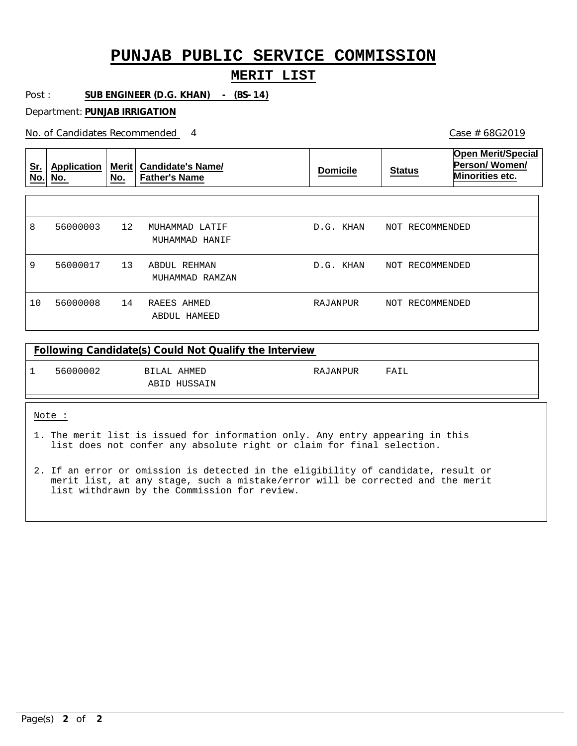# PUNJAB PUBLIC SERVICE COMMISSION

## MERIT LIST

Post : **SUB ENGINEER (D.G. KHAN) - (BS-14)**

Department: **PUNJAB IRRIGATION**

No. of Candidates Recommended 4

Case # 68G2019

| Sr. No. | Application No. | Merit No. | Candidate's Name/ Father's Name | Domicile | Status | Open Merit/Special Person/ Women/ Minorities etc. |
|---|---|---|---|---|---|---|
| 8 | 56000003 | 12 | MUHAMMAD LATIF<br>MUHAMMAD HANIF | D.G. KHAN | NOT RECOMMENDED | |
| 9 | 56000017 | 13 | ABDUL REHMAN<br>MUHAMMAD RAMZAN | D.G. KHAN | NOT RECOMMENDED | |
| 10 | 56000008 | 14 | RAEES AHMED<br>ABDUL HAMEED | RAJANPUR | NOT RECOMMENDED | |

**Following Candidate(s) Could Not Qualify the Interview**

| | | | | |
|---|---|---|---|---|
| 1 | 56000002 | BILAL AHMED<br>ABID HUSSAIN | RAJANPUR | FAIL |

Note :

1. The merit list is issued for information only. Any entry appearing in this list does not confer any absolute right or claim for final selection.

2. If an error or omission is detected in the eligibility of candidate, result or merit list, at any stage, such a mistake/error will be corrected and the merit list withdrawn by the Commission for review.